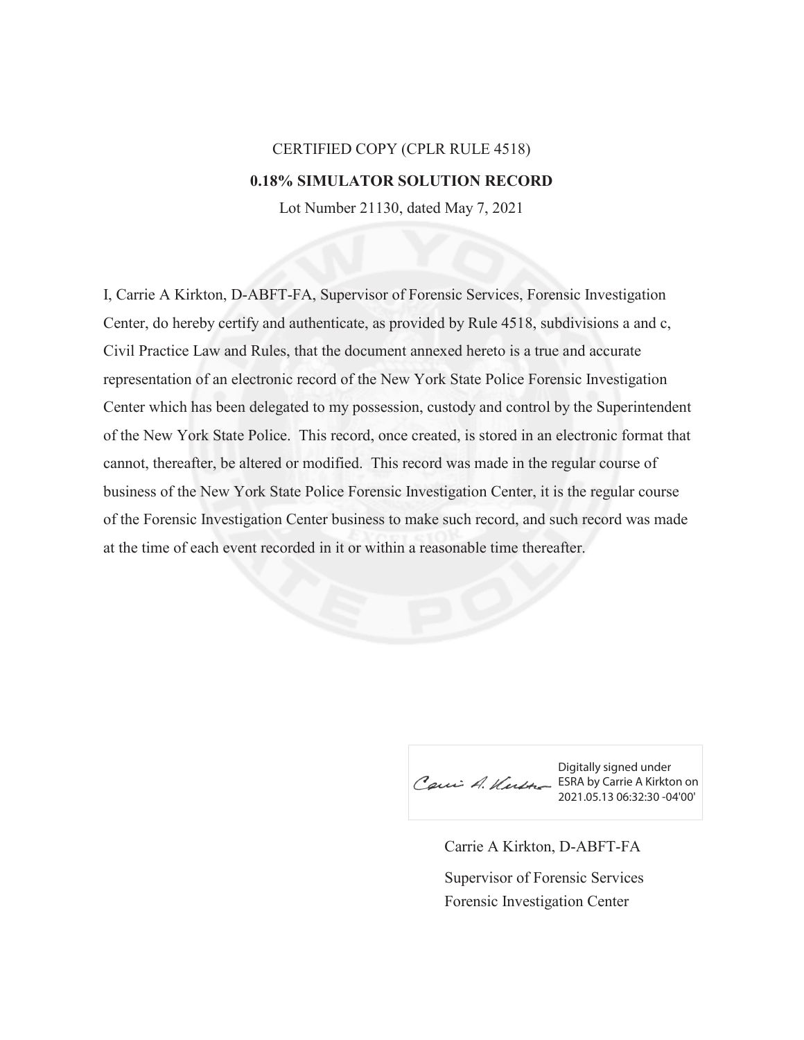CERTIFIED COPY (CPLR RULE 4518)

**0.18% SIMULATOR SOLUTION RECORD**

Lot Number 21130, dated May 7, 2021

I, Carrie A Kirkton, D-ABFT-FA, Supervisor of Forensic Services, Forensic Investigation Center, do hereby certify and authenticate, as provided by Rule 4518, subdivisions a and c, Civil Practice Law and Rules, that the document annexed hereto is a true and accurate representation of an electronic record of the New York State Police Forensic Investigation Center which has been delegated to my possession, custody and control by the Superintendent of the New York State Police. This record, once created, is stored in an electronic format that cannot, thereafter, be altered or modified. This record was made in the regular course of business of the New York State Police Forensic Investigation Center, it is the regular course of the Forensic Investigation Center business to make such record, and such record was made at the time of each event recorded in it or within a reasonable time thereafter.

Digitally signed under ESRA by Carrie A Kirkton on 2021.05.13 06:32:30 -04'00'

Carrie A Kirkton, D-ABFT-FA

Supervisor of Forensic Services

Forensic Investigation Center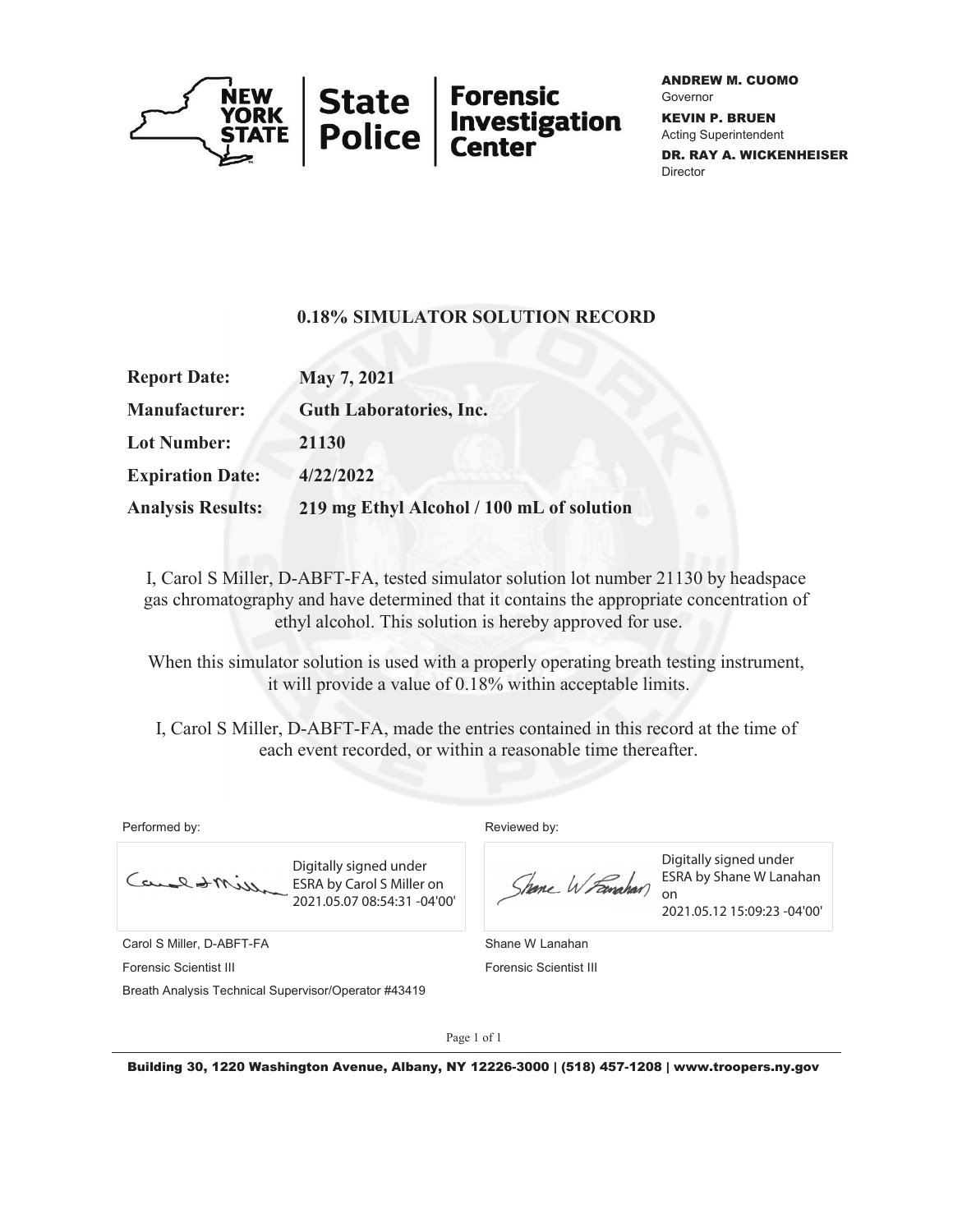NEW YORK STATE | State Police | Forensic Investigation Center

**ANDREW M. CUOMO**
Governor

**KEVIN P. BRUEN**
Acting Superintendent

**DR. RAY A. WICKENHEISER**
Director

## 0.18% SIMULATOR SOLUTION RECORD

| | |
|---|---|
| **Report Date:** | **May 7, 2021** |
| **Manufacturer:** | **Guth Laboratories, Inc.** |
| **Lot Number:** | **21130** |
| **Expiration Date:** | **4/22/2022** |
| **Analysis Results:** | **219 mg Ethyl Alcohol / 100 mL of solution** |

I, Carol S Miller, D-ABFT-FA, tested simulator solution lot number 21130 by headspace gas chromatography and have determined that it contains the appropriate concentration of ethyl alcohol. This solution is hereby approved for use.

When this simulator solution is used with a properly operating breath testing instrument, it will provide a value of 0.18% within acceptable limits.

I, Carol S Miller, D-ABFT-FA, made the entries contained in this record at the time of each event recorded, or within a reasonable time thereafter.

Performed by:

Digitally signed under ESRA by Carol S Miller on 2021.05.07 08:54:31 -04'00'

Carol S Miller, D-ABFT-FA
Forensic Scientist III
Breath Analysis Technical Supervisor/Operator #43419

Reviewed by:

Digitally signed under ESRA by Shane W Lanahan on 2021.05.12 15:09:23 -04'00'

Shane W Lanahan
Forensic Scientist III

Building 30, 1220 Washington Avenue, Albany, NY 12226-3000 | (518) 457-1208 | www.troopers.ny.gov